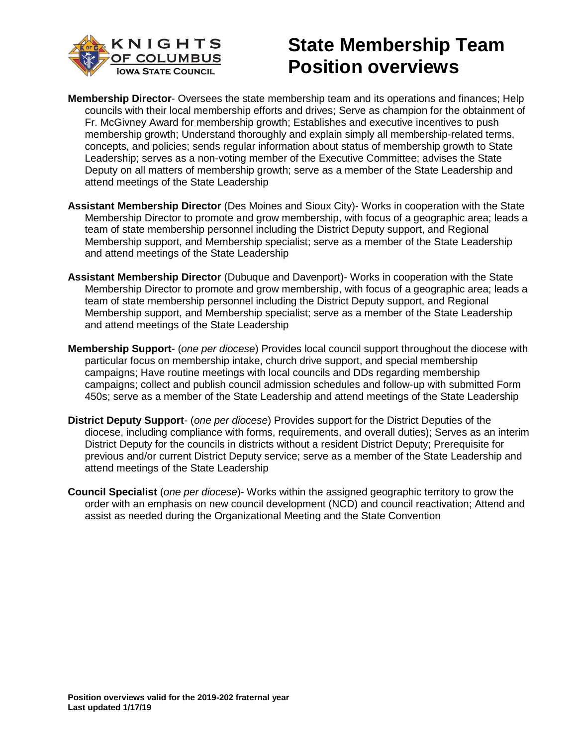KNIGHTS OF COLUMBUS
IOWA STATE COUNCIL

# State Membership Team Position overviews

**Membership Director**- Oversees the state membership team and its operations and finances; Help councils with their local membership efforts and drives; Serve as champion for the obtainment of Fr. McGivney Award for membership growth; Establishes and executive incentives to push membership growth; Understand thoroughly and explain simply all membership-related terms, concepts, and policies; sends regular information about status of membership growth to State Leadership; serves as a non-voting member of the Executive Committee; advises the State Deputy on all matters of membership growth; serve as a member of the State Leadership and attend meetings of the State Leadership

**Assistant Membership Director** (Des Moines and Sioux City)- Works in cooperation with the State Membership Director to promote and grow membership, with focus of a geographic area; leads a team of state membership personnel including the District Deputy support, and Regional Membership support, and Membership specialist; serve as a member of the State Leadership and attend meetings of the State Leadership

**Assistant Membership Director** (Dubuque and Davenport)- Works in cooperation with the State Membership Director to promote and grow membership, with focus of a geographic area; leads a team of state membership personnel including the District Deputy support, and Regional Membership support, and Membership specialist; serve as a member of the State Leadership and attend meetings of the State Leadership

**Membership Support**- (*one per diocese*) Provides local council support throughout the diocese with particular focus on membership intake, church drive support, and special membership campaigns; Have routine meetings with local councils and DDs regarding membership campaigns; collect and publish council admission schedules and follow-up with submitted Form 450s; serve as a member of the State Leadership and attend meetings of the State Leadership

**District Deputy Support**- (*one per diocese*) Provides support for the District Deputies of the diocese, including compliance with forms, requirements, and overall duties); Serves as an interim District Deputy for the councils in districts without a resident District Deputy; Prerequisite for previous and/or current District Deputy service; serve as a member of the State Leadership and attend meetings of the State Leadership

**Council Specialist** (*one per diocese*)- Works within the assigned geographic territory to grow the order with an emphasis on new council development (NCD) and council reactivation; Attend and assist as needed during the Organizational Meeting and the State Convention

**Position overviews valid for the 2019-202 fraternal year**
**Last updated 1/17/19**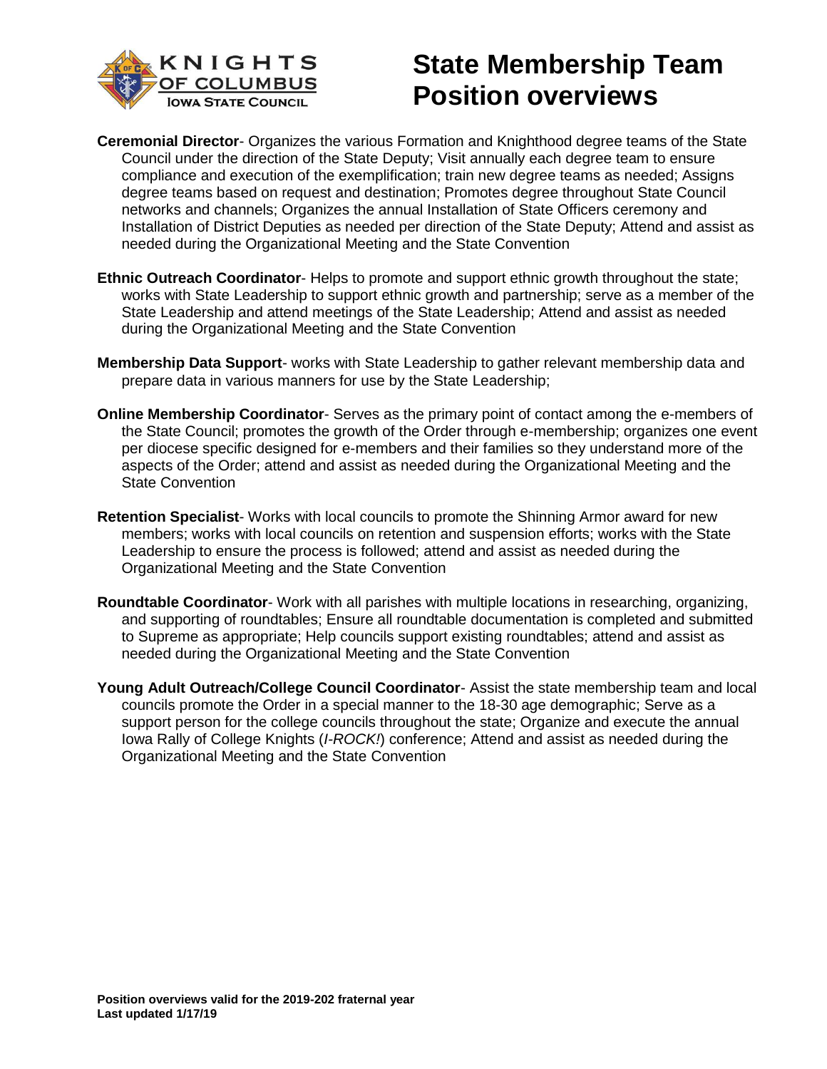# State Membership Team Position overviews

**Ceremonial Director**- Organizes the various Formation and Knighthood degree teams of the State Council under the direction of the State Deputy; Visit annually each degree team to ensure compliance and execution of the exemplification; train new degree teams as needed; Assigns degree teams based on request and destination; Promotes degree throughout State Council networks and channels; Organizes the annual Installation of State Officers ceremony and Installation of District Deputies as needed per direction of the State Deputy; Attend and assist as needed during the Organizational Meeting and the State Convention

**Ethnic Outreach Coordinator**- Helps to promote and support ethnic growth throughout the state; works with State Leadership to support ethnic growth and partnership; serve as a member of the State Leadership and attend meetings of the State Leadership; Attend and assist as needed during the Organizational Meeting and the State Convention

**Membership Data Support**- works with State Leadership to gather relevant membership data and prepare data in various manners for use by the State Leadership;

**Online Membership Coordinator**- Serves as the primary point of contact among the e-members of the State Council; promotes the growth of the Order through e-membership; organizes one event per diocese specific designed for e-members and their families so they understand more of the aspects of the Order; attend and assist as needed during the Organizational Meeting and the State Convention

**Retention Specialist**- Works with local councils to promote the Shinning Armor award for new members; works with local councils on retention and suspension efforts; works with the State Leadership to ensure the process is followed; attend and assist as needed during the Organizational Meeting and the State Convention

**Roundtable Coordinator**- Work with all parishes with multiple locations in researching, organizing, and supporting of roundtables; Ensure all roundtable documentation is completed and submitted to Supreme as appropriate; Help councils support existing roundtables; attend and assist as needed during the Organizational Meeting and the State Convention

**Young Adult Outreach/College Council Coordinator**- Assist the state membership team and local councils promote the Order in a special manner to the 18-30 age demographic; Serve as a support person for the college councils throughout the state; Organize and execute the annual Iowa Rally of College Knights (*I-ROCK!*) conference; Attend and assist as needed during the Organizational Meeting and the State Convention

**Position overviews valid for the 2019-202 fraternal year**
**Last updated 1/17/19**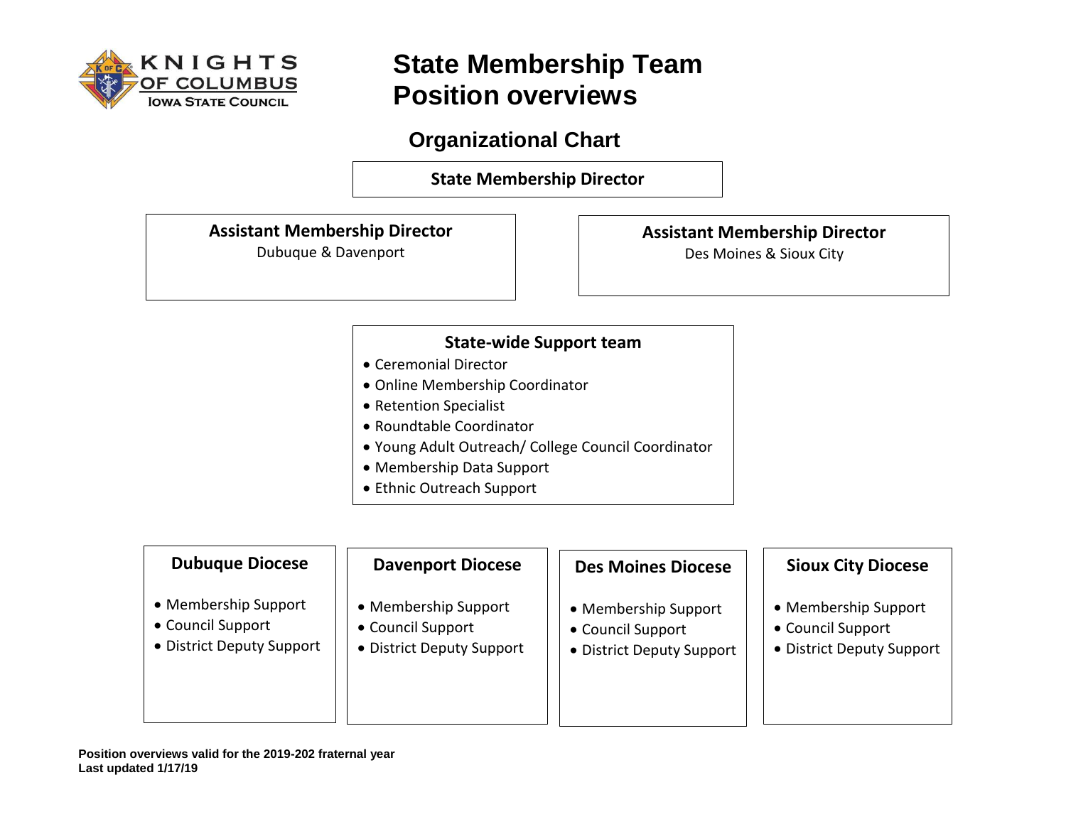KNIGHTS OF COLUMBUS
IOWA STATE COUNCIL

# State Membership Team
# Position overviews

## Organizational Chart

**State Membership Director**

**Assistant Membership Director**
Dubuque & Davenport

**Assistant Membership Director**
Des Moines & Sioux City

**State-wide Support team**

- Ceremonial Director
- Online Membership Coordinator
- Retention Specialist
- Roundtable Coordinator
- Young Adult Outreach/ College Council Coordinator
- Membership Data Support
- Ethnic Outreach Support

**Dubuque Diocese**

- Membership Support
- Council Support
- District Deputy Support

**Davenport Diocese**

- Membership Support
- Council Support
- District Deputy Support

**Des Moines Diocese**

- Membership Support
- Council Support
- District Deputy Support

**Sioux City Diocese**

- Membership Support
- Council Support
- District Deputy Support

**Position overviews valid for the 2019-202 fraternal year**
**Last updated 1/17/19**